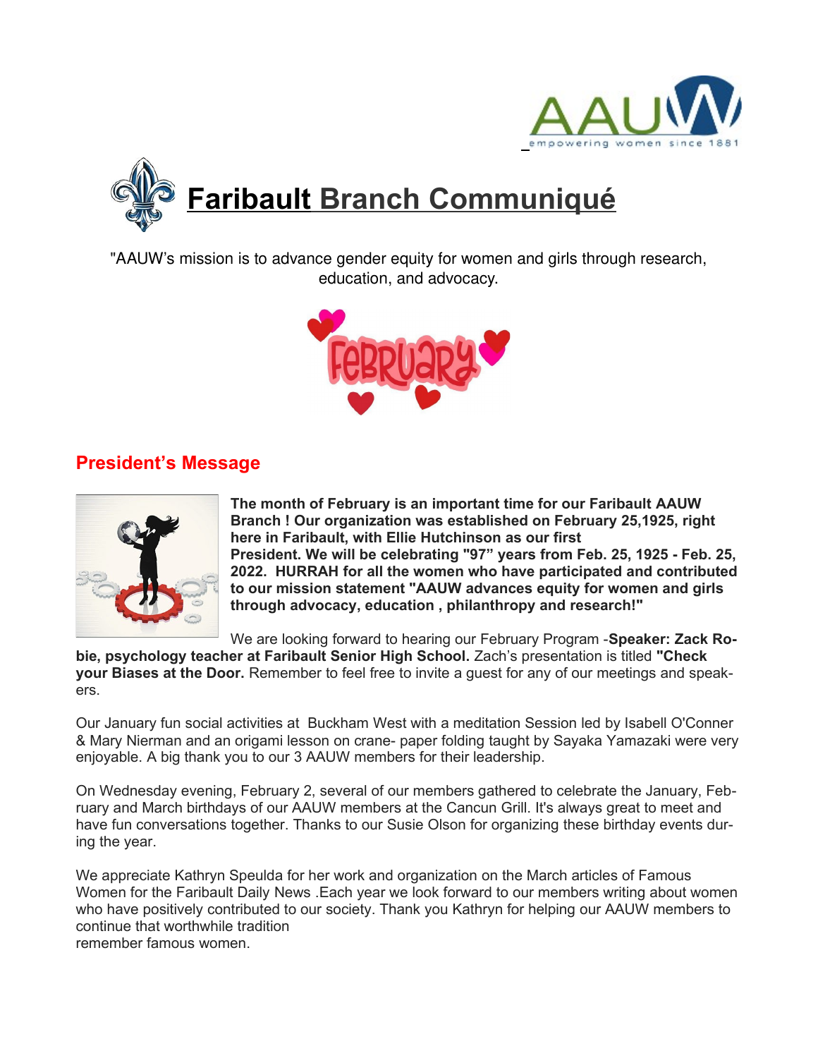# Faribault Branch Communiqué

"AAUW's mission is to advance gender equity for women and girls through research, education, and advocacy.

## President's Message

**The month of February is an important time for our Faribault AAUW Branch ! Our organization was established on February 25,1925, right here in Faribault, with Ellie Hutchinson as our first President. We will be celebrating "97" years from Feb. 25, 1925 - Feb. 25, 2022. HURRAH for all the women who have participated and contributed to our mission statement "AAUW advances equity for women and girls through advocacy, education , philanthropy and research!"**

We are looking forward to hearing our February Program -**Speaker: Zack Robie, psychology teacher at Faribault Senior High School.** Zach's presentation is titled **"Check your Biases at the Door.** Remember to feel free to invite a guest for any of our meetings and speakers.

Our January fun social activities at Buckham West with a meditation Session led by Isabell O'Conner & Mary Nierman and an origami lesson on crane- paper folding taught by Sayaka Yamazaki were very enjoyable. A big thank you to our 3 AAUW members for their leadership.

On Wednesday evening, February 2, several of our members gathered to celebrate the January, February and March birthdays of our AAUW members at the Cancun Grill. It's always great to meet and have fun conversations together. Thanks to our Susie Olson for organizing these birthday events during the year.

We appreciate Kathryn Speulda for her work and organization on the March articles of Famous Women for the Faribault Daily News .Each year we look forward to our members writing about women who have positively contributed to our society. Thank you Kathryn for helping our AAUW members to continue that worthwhile tradition
remember famous women.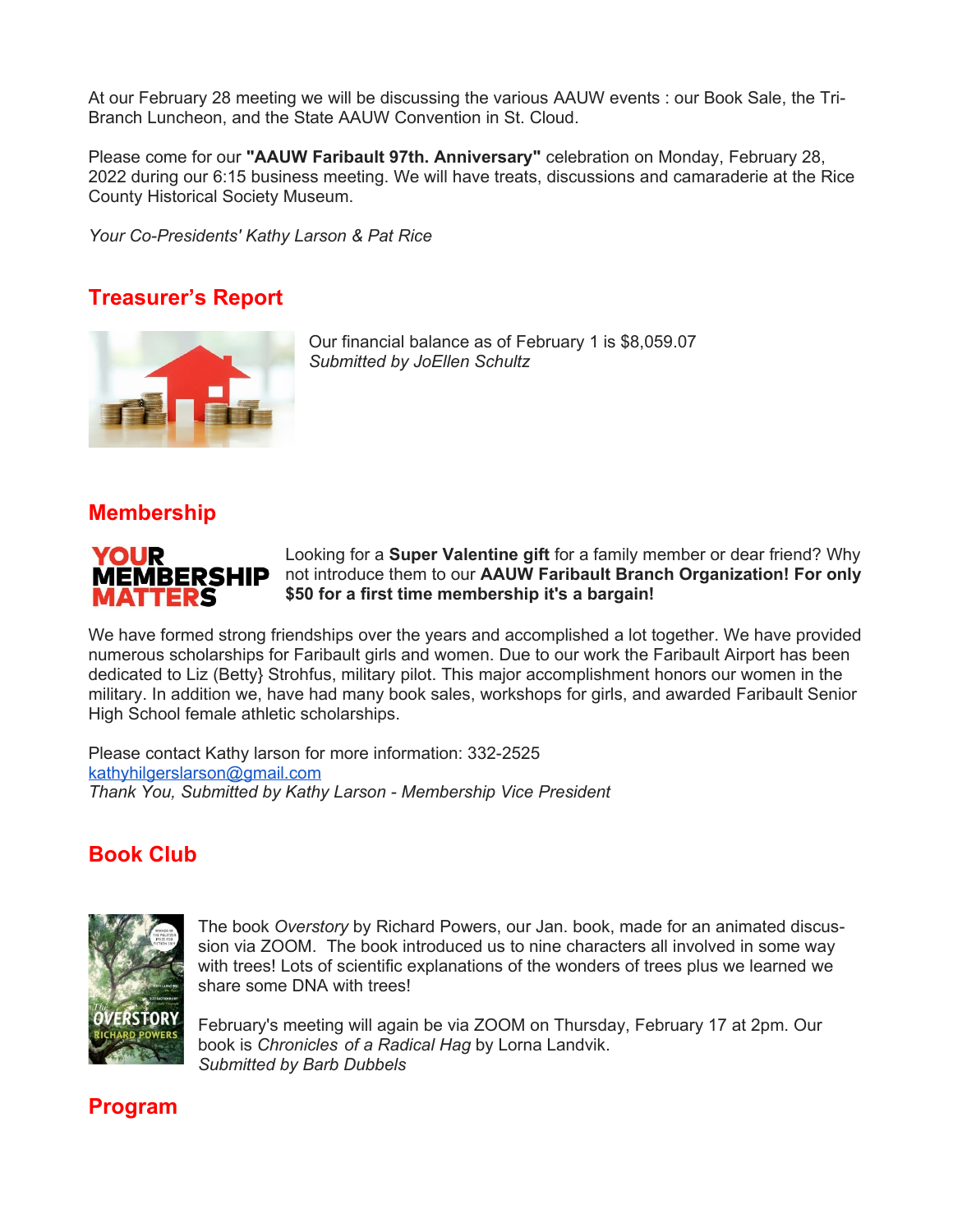At our February 28 meeting we will be discussing the various AAUW events : our Book Sale, the Tri-Branch Luncheon, and the State AAUW Convention in St. Cloud.

Please come for our **"AAUW Faribault 97th. Anniversary"** celebration on Monday, February 28, 2022 during our 6:15 business meeting. We will have treats, discussions and camaraderie at the Rice County Historical Society Museum.

*Your Co-Presidents' Kathy Larson & Pat Rice*

## Treasurer's Report

Our financial balance as of February 1 is $8,059.07
*Submitted by JoEllen Schultz*

## Membership

Looking for a **Super Valentine gift** for a family member or dear friend? Why not introduce them to our **AAUW Faribault Branch Organization! For only $50 for a first time membership it's a bargain!**

We have formed strong friendships over the years and accomplished a lot together. We have provided numerous scholarships for Faribault girls and women. Due to our work the Faribault Airport has been dedicated to Liz (Betty} Strohfus, military pilot. This major accomplishment honors our women in the military. In addition we, have had many book sales, workshops for girls, and awarded Faribault Senior High School female athletic scholarships.

Please contact Kathy larson for more information: 332-2525
kathyhilgerslarson@gmail.com
*Thank You, Submitted by Kathy Larson - Membership Vice President*

## Book Club

The book *Overstory* by Richard Powers, our Jan. book, made for an animated discussion via ZOOM. The book introduced us to nine characters all involved in some way with trees! Lots of scientific explanations of the wonders of trees plus we learned we share some DNA with trees!

February's meeting will again be via ZOOM on Thursday, February 17 at 2pm. Our book is *Chronicles of a Radical Hag* by Lorna Landvik.
*Submitted by Barb Dubbels*

## Program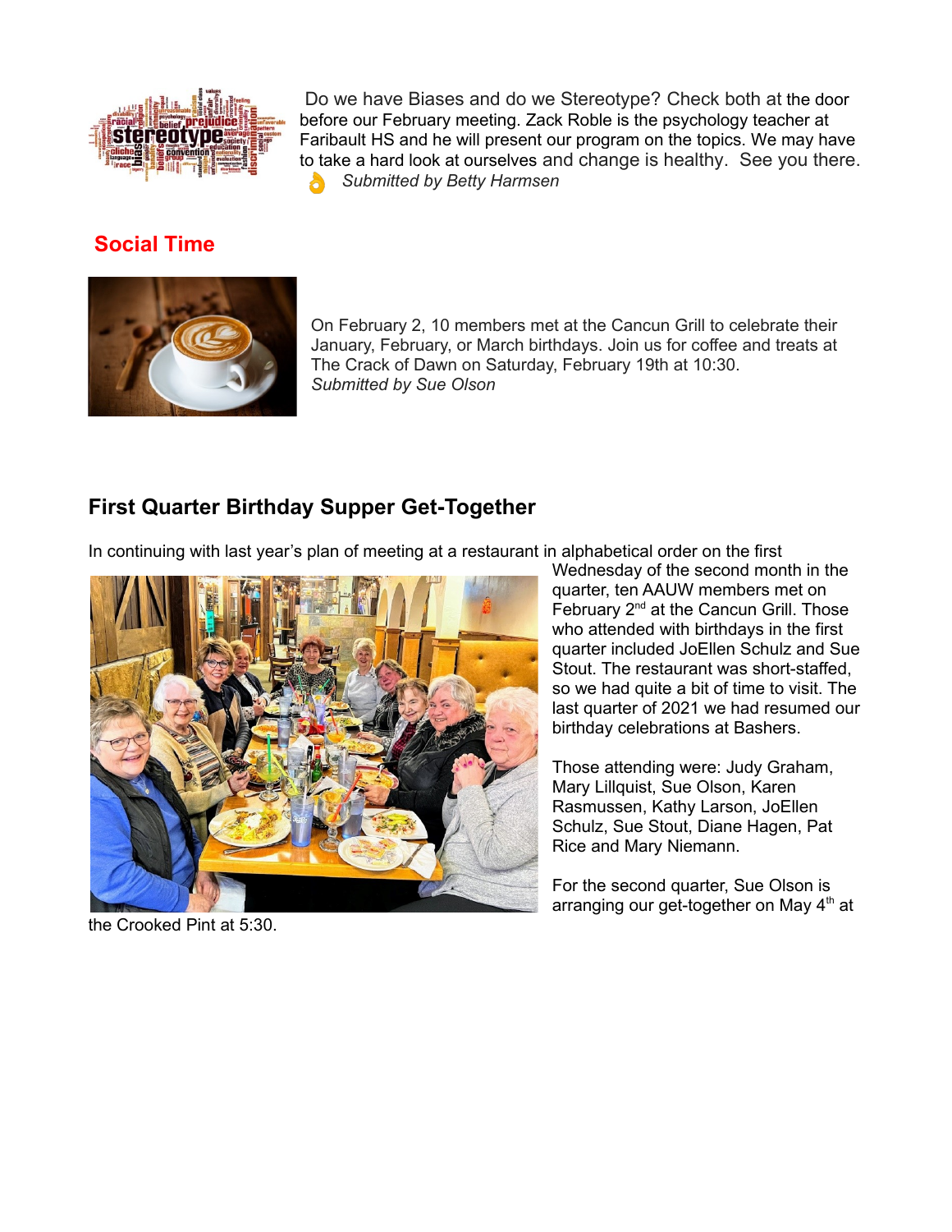Do we have Biases and do we Stereotype? Check both at the door before our February meeting. Zack Roble is the psychology teacher at Faribault HS and he will present our program on the topics. We may have to take a hard look at ourselves and change is healthy. See you there.

*Submitted by Betty Harmsen*

## Social Time

On February 2, 10 members met at the Cancun Grill to celebrate their January, February, or March birthdays. Join us for coffee and treats at The Crack of Dawn on Saturday, February 19th at 10:30.

*Submitted by Sue Olson*

## First Quarter Birthday Supper Get-Together

In continuing with last year's plan of meeting at a restaurant in alphabetical order on the first Wednesday of the second month in the quarter, ten AAUW members met on February 2nd at the Cancun Grill. Those who attended with birthdays in the first quarter included JoEllen Schulz and Sue Stout. The restaurant was short-staffed, so we had quite a bit of time to visit. The last quarter of 2021 we had resumed our birthday celebrations at Bashers.

Those attending were: Judy Graham, Mary Lillquist, Sue Olson, Karen Rasmussen, Kathy Larson, JoEllen Schulz, Sue Stout, Diane Hagen, Pat Rice and Mary Niemann.

For the second quarter, Sue Olson is arranging our get-together on May 4th at the Crooked Pint at 5:30.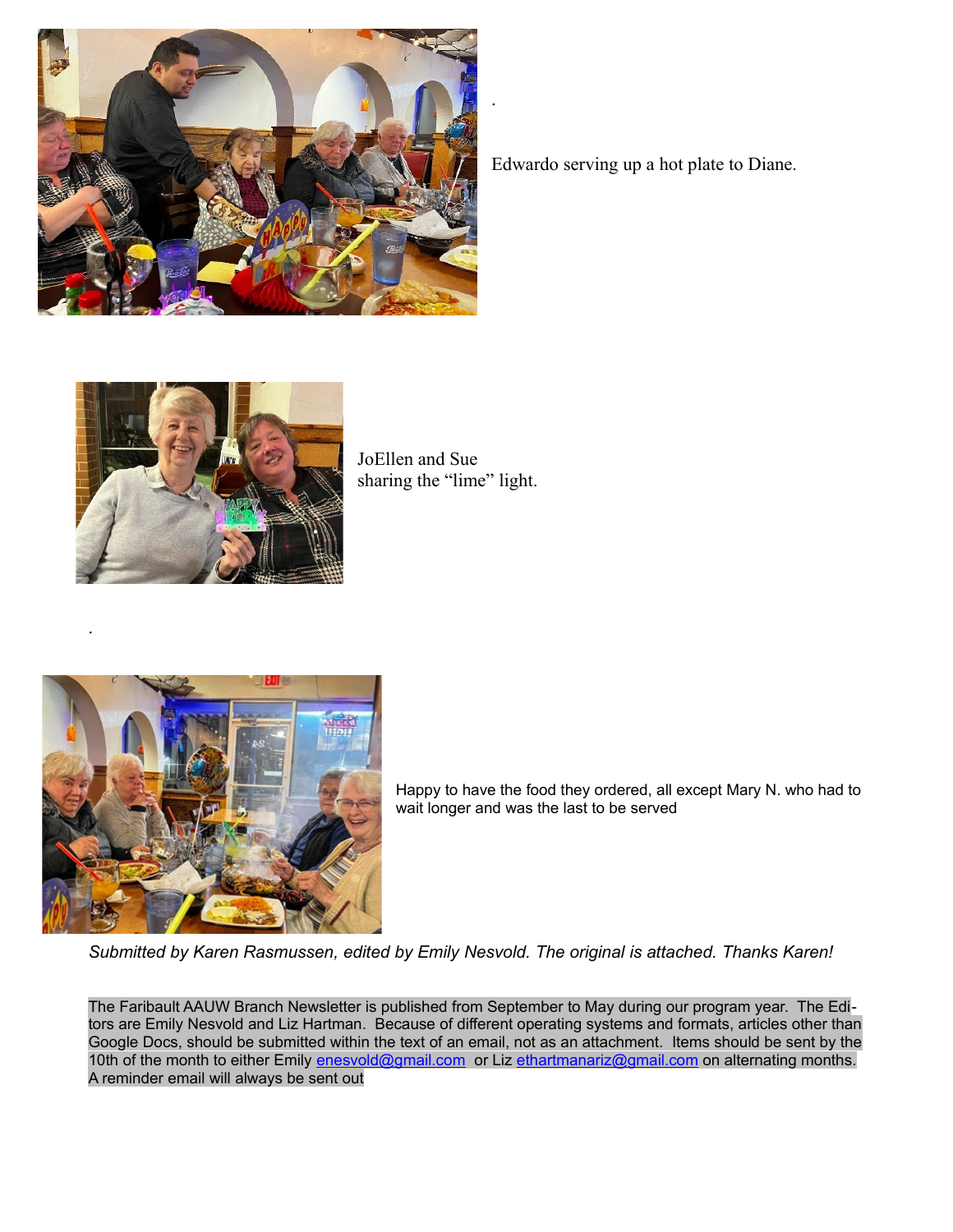.

Edwardo serving up a hot plate to Diane.

JoEllen and Sue
sharing the “lime” light.

.

Happy to have the food they ordered, all except Mary N. who had to wait longer and was the last to be served

*Submitted by Karen Rasmussen, edited by Emily Nesvold. The original is attached. Thanks Karen!*

The Faribault AAUW Branch Newsletter is published from September to May during our program year. The Editors are Emily Nesvold and Liz Hartman. Because of different operating systems and formats, articles other than Google Docs, should be submitted within the text of an email, not as an attachment. Items should be sent by the 10th of the month to either Emily enesvold@gmail.com or Liz ethartmanariz@gmail.com on alternating months. A reminder email will always be sent out